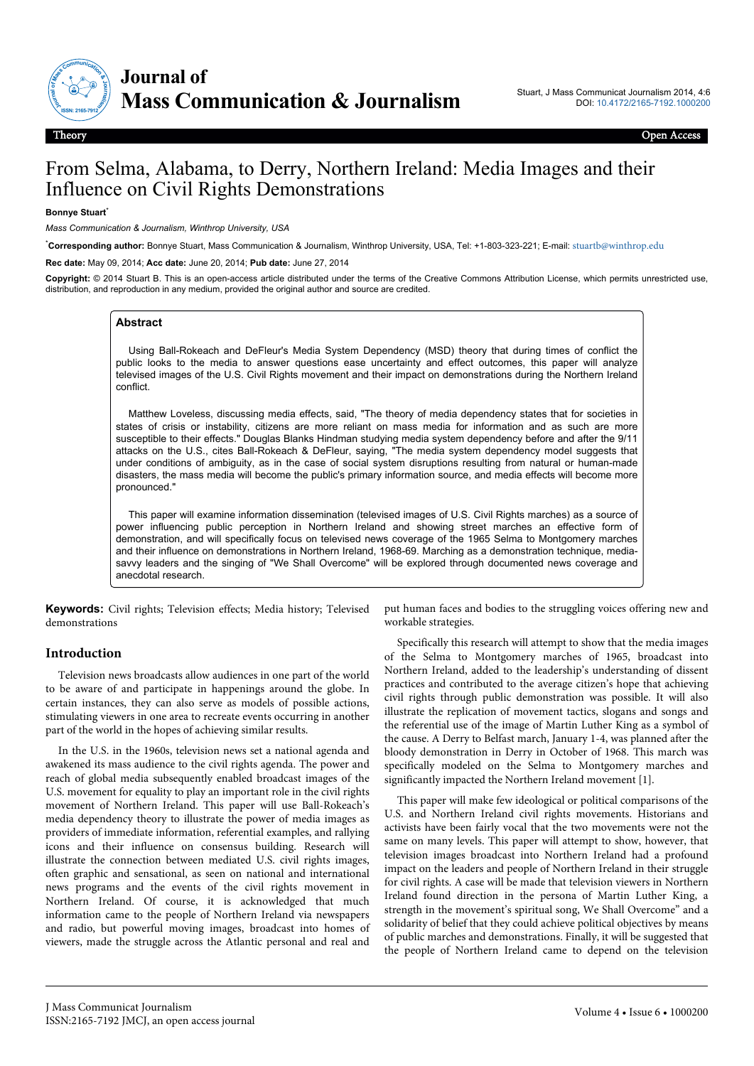Theory | Open Access

# From Selma, Alabama, to Derry, Northern Ireland: Media Images and their Influence on Civil Rights Demonstrations

**Bonnye Stuart***

*Mass Communication & Journalism, Winthrop University, USA*

***Corresponding author:** Bonnye Stuart, Mass Communication & Journalism, Winthrop University, USA, Tel: +1-803-323-221; E-mail: stuartb@winthrop.edu

**Rec date:** May 09, 2014; **Acc date:** June 20, 2014; **Pub date:** June 27, 2014

**Copyright:** © 2014 Stuart B. This is an open-access article distributed under the terms of the Creative Commons Attribution License, which permits unrestricted use, distribution, and reproduction in any medium, provided the original author and source are credited.

## Abstract

Using Ball-Rokeach and DeFleur's Media System Dependency (MSD) theory that during times of conflict the public looks to the media to answer questions ease uncertainty and effect outcomes, this paper will analyze televised images of the U.S. Civil Rights movement and their impact on demonstrations during the Northern Ireland conflict.

Matthew Loveless, discussing media effects, said, "The theory of media dependency states that for societies in states of crisis or instability, citizens are more reliant on mass media for information and as such are more susceptible to their effects." Douglas Blanks Hindman studying media system dependency before and after the 9/11 attacks on the U.S., cites Ball-Rokeach & DeFleur, saying, "The media system dependency model suggests that under conditions of ambiguity, as in the case of social system disruptions resulting from natural or human-made disasters, the mass media will become the public's primary information source, and media effects will become more pronounced."

This paper will examine information dissemination (televised images of U.S. Civil Rights marches) as a source of power influencing public perception in Northern Ireland and showing street marches an effective form of demonstration, and will specifically focus on televised news coverage of the 1965 Selma to Montgomery marches and their influence on demonstrations in Northern Ireland, 1968-69. Marching as a demonstration technique, media-savvy leaders and the singing of "We Shall Overcome" will be explored through documented news coverage and anecdotal research.

**Keywords:** Civil rights; Television effects; Media history; Televised demonstrations

## Introduction

Television news broadcasts allow audiences in one part of the world to be aware of and participate in happenings around the globe. In certain instances, they can also serve as models of possible actions, stimulating viewers in one area to recreate events occurring in another part of the world in the hopes of achieving similar results.

In the U.S. in the 1960s, television news set a national agenda and awakened its mass audience to the civil rights agenda. The power and reach of global media subsequently enabled broadcast images of the U.S. movement for equality to play an important role in the civil rights movement of Northern Ireland. This paper will use Ball-Rokeach's media dependency theory to illustrate the power of media images as providers of immediate information, referential examples, and rallying icons and their influence on consensus building. Research will illustrate the connection between mediated U.S. civil rights images, often graphic and sensational, as seen on national and international news programs and the events of the civil rights movement in Northern Ireland. Of course, it is acknowledged that much information came to the people of Northern Ireland via newspapers and radio, but powerful moving images, broadcast into homes of viewers, made the struggle across the Atlantic personal and real and put human faces and bodies to the struggling voices offering new and workable strategies.

Specifically this research will attempt to show that the media images of the Selma to Montgomery marches of 1965, broadcast into Northern Ireland, added to the leadership's understanding of dissent practices and contributed to the average citizen's hope that achieving civil rights through public demonstration was possible. It will also illustrate the replication of movement tactics, slogans and songs and the referential use of the image of Martin Luther King as a symbol of the cause. A Derry to Belfast march, January 1-4, was planned after the bloody demonstration in Derry in October of 1968. This march was specifically modeled on the Selma to Montgomery marches and significantly impacted the Northern Ireland movement [1].

This paper will make few ideological or political comparisons of the U.S. and Northern Ireland civil rights movements. Historians and activists have been fairly vocal that the two movements were not the same on many levels. This paper will attempt to show, however, that television images broadcast into Northern Ireland had a profound impact on the leaders and people of Northern Ireland in their struggle for civil rights. A case will be made that television viewers in Northern Ireland found direction in the persona of Martin Luther King, a strength in the movement's spiritual song, We Shall Overcome" and a solidarity of belief that they could achieve political objectives by means of public marches and demonstrations. Finally, it will be suggested that the people of Northern Ireland came to depend on the television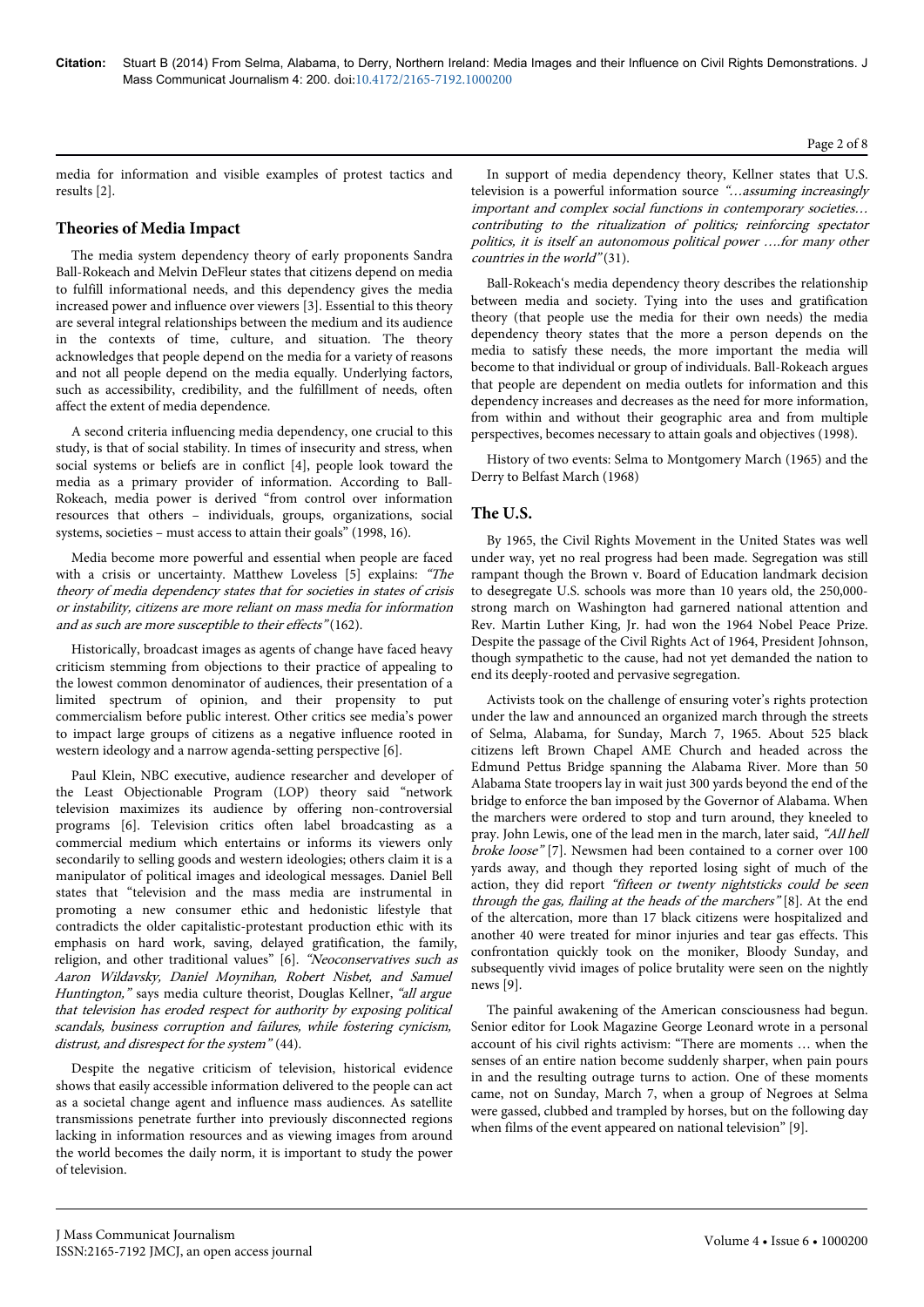media for information and visible examples of protest tactics and results [2].

## Theories of Media Impact

The media system dependency theory of early proponents Sandra Ball-Rokeach and Melvin DeFleur states that citizens depend on media to fulfill informational needs, and this dependency gives the media increased power and influence over viewers [3]. Essential to this theory are several integral relationships between the medium and its audience in the contexts of time, culture, and situation. The theory acknowledges that people depend on the media for a variety of reasons and not all people depend on the media equally. Underlying factors, such as accessibility, credibility, and the fulfillment of needs, often affect the extent of media dependence.

A second criteria influencing media dependency, one crucial to this study, is that of social stability. In times of insecurity and stress, when social systems or beliefs are in conflict [4], people look toward the media as a primary provider of information. According to Ball-Rokeach, media power is derived "from control over information resources that others – individuals, groups, organizations, social systems, societies – must access to attain their goals" (1998, 16).

Media become more powerful and essential when people are faced with a crisis or uncertainty. Matthew Loveless [5] explains: *"The theory of media dependency states that for societies in states of crisis or instability, citizens are more reliant on mass media for information and as such are more susceptible to their effects"* (162).

Historically, broadcast images as agents of change have faced heavy criticism stemming from objections to their practice of appealing to the lowest common denominator of audiences, their presentation of a limited spectrum of opinion, and their propensity to put commercialism before public interest. Other critics see media's power to impact large groups of citizens as a negative influence rooted in western ideology and a narrow agenda-setting perspective [6].

Paul Klein, NBC executive, audience researcher and developer of the Least Objectionable Program (LOP) theory said "network television maximizes its audience by offering non-controversial programs [6]. Television critics often label broadcasting as a commercial medium which entertains or informs its viewers only secondarily to selling goods and western ideologies; others claim it is a manipulator of political images and ideological messages. Daniel Bell states that "television and the mass media are instrumental in promoting a new consumer ethic and hedonistic lifestyle that contradicts the older capitalistic-protestant production ethic with its emphasis on hard work, saving, delayed gratification, the family, religion, and other traditional values" [6]. *"Neoconservatives such as Aaron Wildavsky, Daniel Moynihan, Robert Nisbet, and Samuel Huntington,"* says media culture theorist, Douglas Kellner, *"all argue that television has eroded respect for authority by exposing political scandals, business corruption and failures, while fostering cynicism, distrust, and disrespect for the system"* (44).

Despite the negative criticism of television, historical evidence shows that easily accessible information delivered to the people can act as a societal change agent and influence mass audiences. As satellite transmissions penetrate further into previously disconnected regions lacking in information resources and as viewing images from around the world becomes the daily norm, it is important to study the power of television.

In support of media dependency theory, Kellner states that U.S. television is a powerful information source *"…assuming increasingly important and complex social functions in contemporary societies… contributing to the ritualization of politics; reinforcing spectator politics, it is itself an autonomous political power ….for many other countries in the world"* (31).

Ball-Rokeach's media dependency theory describes the relationship between media and society. Tying into the uses and gratification theory (that people use the media for their own needs) the media dependency theory states that the more a person depends on the media to satisfy these needs, the more important the media will become to that individual or group of individuals. Ball-Rokeach argues that people are dependent on media outlets for information and this dependency increases and decreases as the need for more information, from within and without their geographic area and from multiple perspectives, becomes necessary to attain goals and objectives (1998).

History of two events: Selma to Montgomery March (1965) and the Derry to Belfast March (1968)

## The U.S.

By 1965, the Civil Rights Movement in the United States was well under way, yet no real progress had been made. Segregation was still rampant though the Brown v. Board of Education landmark decision to desegregate U.S. schools was more than 10 years old, the 250,000-strong march on Washington had garnered national attention and Rev. Martin Luther King, Jr. had won the 1964 Nobel Peace Prize. Despite the passage of the Civil Rights Act of 1964, President Johnson, though sympathetic to the cause, had not yet demanded the nation to end its deeply-rooted and pervasive segregation.

Activists took on the challenge of ensuring voter's rights protection under the law and announced an organized march through the streets of Selma, Alabama, for Sunday, March 7, 1965. About 525 black citizens left Brown Chapel AME Church and headed across the Edmund Pettus Bridge spanning the Alabama River. More than 50 Alabama State troopers lay in wait just 300 yards beyond the end of the bridge to enforce the ban imposed by the Governor of Alabama. When the marchers were ordered to stop and turn around, they kneeled to pray. John Lewis, one of the lead men in the march, later said, *"All hell broke loose"* [7]. Newsmen had been contained to a corner over 100 yards away, and though they reported losing sight of much of the action, they did report *"fifteen or twenty nightsticks could be seen through the gas, flailing at the heads of the marchers"* [8]. At the end of the altercation, more than 17 black citizens were hospitalized and another 40 were treated for minor injuries and tear gas effects. This confrontation quickly took on the moniker, Bloody Sunday, and subsequently vivid images of police brutality were seen on the nightly news [9].

The painful awakening of the American consciousness had begun. Senior editor for Look Magazine George Leonard wrote in a personal account of his civil rights activism: "There are moments … when the senses of an entire nation become suddenly sharper, when pain pours in and the resulting outrage turns to action. One of these moments came, not on Sunday, March 7, when a group of Negroes at Selma were gassed, clubbed and trampled by horses, but on the following day when films of the event appeared on national television" [9].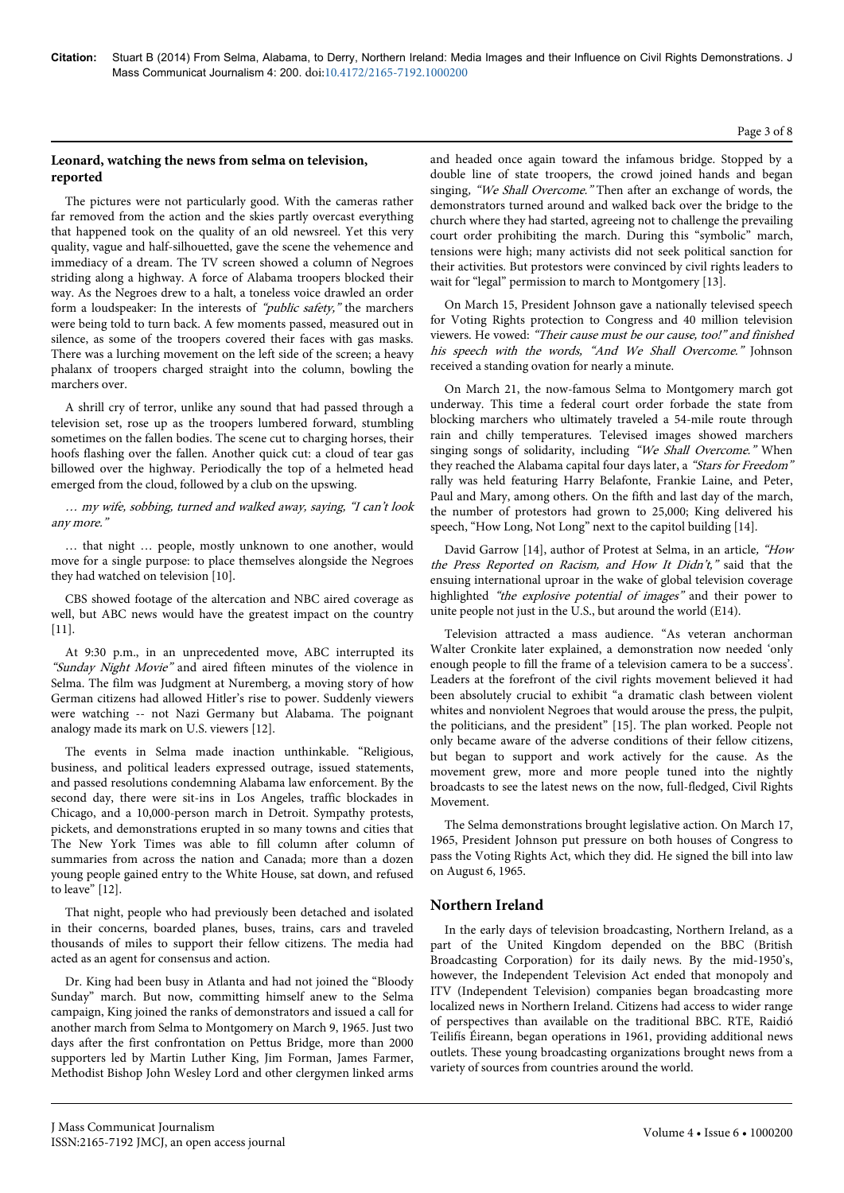### Leonard, watching the news from selma on television, reported

The pictures were not particularly good. With the cameras rather far removed from the action and the skies partly overcast everything that happened took on the quality of an old newsreel. Yet this very quality, vague and half-silhouetted, gave the scene the vehemence and immediacy of a dream. The TV screen showed a column of Negroes striding along a highway. A force of Alabama troopers blocked their way. As the Negroes drew to a halt, a toneless voice drawled an order form a loudspeaker: In the interests of *"public safety,"* the marchers were being told to turn back. A few moments passed, measured out in silence, as some of the troopers covered their faces with gas masks. There was a lurching movement on the left side of the screen; a heavy phalanx of troopers charged straight into the column, bowling the marchers over.

A shrill cry of terror, unlike any sound that had passed through a television set, rose up as the troopers lumbered forward, stumbling sometimes on the fallen bodies. The scene cut to charging horses, their hoofs flashing over the fallen. Another quick cut: a cloud of tear gas billowed over the highway. Periodically the top of a helmeted head emerged from the cloud, followed by a club on the upswing.

*… my wife, sobbing, turned and walked away, saying, "I can't look any more."*

… that night … people, mostly unknown to one another, would move for a single purpose: to place themselves alongside the Negroes they had watched on television [10].

CBS showed footage of the altercation and NBC aired coverage as well, but ABC news would have the greatest impact on the country [11].

At 9:30 p.m., in an unprecedented move, ABC interrupted its *"Sunday Night Movie"* and aired fifteen minutes of the violence in Selma. The film was Judgment at Nuremberg, a moving story of how German citizens had allowed Hitler's rise to power. Suddenly viewers were watching -- not Nazi Germany but Alabama. The poignant analogy made its mark on U.S. viewers [12].

The events in Selma made inaction unthinkable. "Religious, business, and political leaders expressed outrage, issued statements, and passed resolutions condemning Alabama law enforcement. By the second day, there were sit-ins in Los Angeles, traffic blockades in Chicago, and a 10,000-person march in Detroit. Sympathy protests, pickets, and demonstrations erupted in so many towns and cities that The New York Times was able to fill column after column of summaries from across the nation and Canada; more than a dozen young people gained entry to the White House, sat down, and refused to leave" [12].

That night, people who had previously been detached and isolated in their concerns, boarded planes, buses, trains, cars and traveled thousands of miles to support their fellow citizens. The media had acted as an agent for consensus and action.

Dr. King had been busy in Atlanta and had not joined the "Bloody Sunday" march. But now, committing himself anew to the Selma campaign, King joined the ranks of demonstrators and issued a call for another march from Selma to Montgomery on March 9, 1965. Just two days after the first confrontation on Pettus Bridge, more than 2000 supporters led by Martin Luther King, Jim Forman, James Farmer, Methodist Bishop John Wesley Lord and other clergymen linked arms and headed once again toward the infamous bridge. Stopped by a double line of state troopers, the crowd joined hands and began singing, *"We Shall Overcome."* Then after an exchange of words, the demonstrators turned around and walked back over the bridge to the church where they had started, agreeing not to challenge the prevailing court order prohibiting the march. During this "symbolic" march, tensions were high; many activists did not seek political sanction for their activities. But protestors were convinced by civil rights leaders to wait for "legal" permission to march to Montgomery [13].

On March 15, President Johnson gave a nationally televised speech for Voting Rights protection to Congress and 40 million television viewers. He vowed: *"Their cause must be our cause, too!" and finished his speech with the words, "And We Shall Overcome."* Johnson received a standing ovation for nearly a minute.

On March 21, the now-famous Selma to Montgomery march got underway. This time a federal court order forbade the state from blocking marchers who ultimately traveled a 54-mile route through rain and chilly temperatures. Televised images showed marchers singing songs of solidarity, including *"We Shall Overcome."* When they reached the Alabama capital four days later, a *"Stars for Freedom"* rally was held featuring Harry Belafonte, Frankie Laine, and Peter, Paul and Mary, among others. On the fifth and last day of the march, the number of protestors had grown to 25,000; King delivered his speech, "How Long, Not Long" next to the capitol building [14].

David Garrow [14], author of Protest at Selma, in an article, *"How the Press Reported on Racism, and How It Didn't,"* said that the ensuing international uproar in the wake of global television coverage highlighted *"the explosive potential of images"* and their power to unite people not just in the U.S., but around the world (E14).

Television attracted a mass audience. "As veteran anchorman Walter Cronkite later explained, a demonstration now needed 'only enough people to fill the frame of a television camera to be a success'. Leaders at the forefront of the civil rights movement believed it had been absolutely crucial to exhibit "a dramatic clash between violent whites and nonviolent Negroes that would arouse the press, the pulpit, the politicians, and the president" [15]. The plan worked. People not only became aware of the adverse conditions of their fellow citizens, but began to support and work actively for the cause. As the movement grew, more and more people tuned into the nightly broadcasts to see the latest news on the now, full-fledged, Civil Rights Movement.

The Selma demonstrations brought legislative action. On March 17, 1965, President Johnson put pressure on both houses of Congress to pass the Voting Rights Act, which they did. He signed the bill into law on August 6, 1965.

## Northern Ireland

In the early days of television broadcasting, Northern Ireland, as a part of the United Kingdom depended on the BBC (British Broadcasting Corporation) for its daily news. By the mid-1950's, however, the Independent Television Act ended that monopoly and ITV (Independent Television) companies began broadcasting more localized news in Northern Ireland. Citizens had access to wider range of perspectives than available on the traditional BBC. RTE, Raidió Teilifís Éireann, began operations in 1961, providing additional news outlets. These young broadcasting organizations brought news from a variety of sources from countries around the world.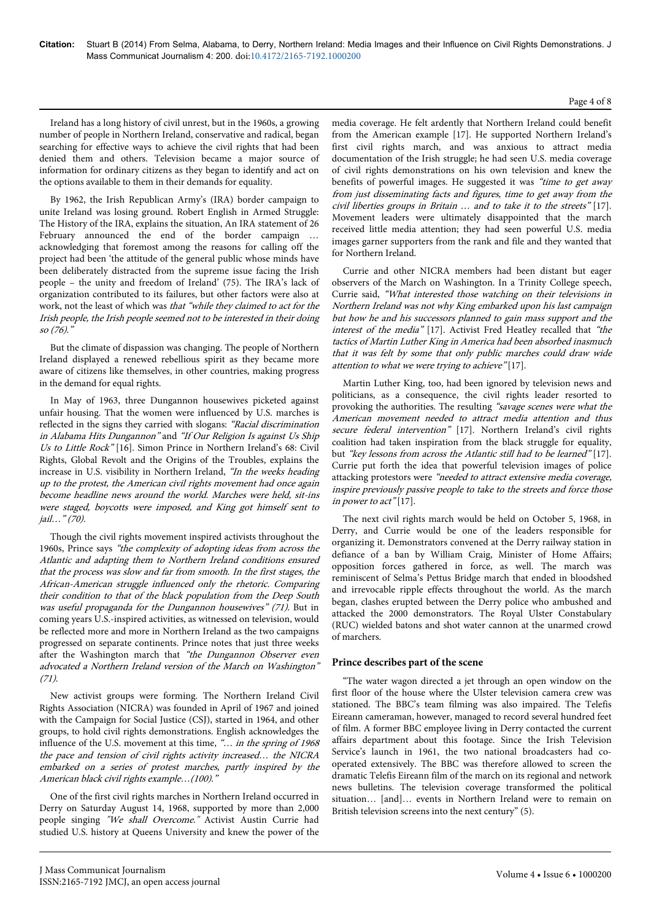Ireland has a long history of civil unrest, but in the 1960s, a growing number of people in Northern Ireland, conservative and radical, began searching for effective ways to achieve the civil rights that had been denied them and others. Television became a major source of information for ordinary citizens as they began to identify and act on the options available to them in their demands for equality.

By 1962, the Irish Republican Army's (IRA) border campaign to unite Ireland was losing ground. Robert English in Armed Struggle: The History of the IRA, explains the situation, An IRA statement of 26 February announced the end of the border campaign … acknowledging that foremost among the reasons for calling off the project had been 'the attitude of the general public whose minds have been deliberately distracted from the supreme issue facing the Irish people – the unity and freedom of Ireland' (75). The IRA's lack of organization contributed to its failures, but other factors were also at work, not the least of which was *that "while they claimed to act for the Irish people, the Irish people seemed not to be interested in their doing so (76)."*

But the climate of dispassion was changing. The people of Northern Ireland displayed a renewed rebellious spirit as they became more aware of citizens like themselves, in other countries, making progress in the demand for equal rights.

In May of 1963, three Dungannon housewives picketed against unfair housing. That the women were influenced by U.S. marches is reflected in the signs they carried with slogans: *"Racial discrimination in Alabama Hits Dungannon"* and *"If Our Religion Is against Us Ship Us to Little Rock"* [16]. Simon Prince in Northern Ireland's 68: Civil Rights, Global Revolt and the Origins of the Troubles, explains the increase in U.S. visibility in Northern Ireland, *"In the weeks heading up to the protest, the American civil rights movement had once again become headline news around the world. Marches were held, sit-ins were staged, boycotts were imposed, and King got himself sent to jail…" (70).*

Though the civil rights movement inspired activists throughout the 1960s, Prince says *"the complexity of adopting ideas from across the Atlantic and adapting them to Northern Ireland conditions ensured that the process was slow and far from smooth. In the first stages, the African-American struggle influenced only the rhetoric. Comparing their condition to that of the black population from the Deep South was useful propaganda for the Dungannon housewives" (71).* But in coming years U.S.-inspired activities, as witnessed on television, would be reflected more and more in Northern Ireland as the two campaigns progressed on separate continents. Prince notes that just three weeks after the Washington march that *"the Dungannon Observer even advocated a Northern Ireland version of the March on Washington" (71).*

New activist groups were forming. The Northern Ireland Civil Rights Association (NICRA) was founded in April of 1967 and joined with the Campaign for Social Justice (CSJ), started in 1964, and other groups, to hold civil rights demonstrations. English acknowledges the influence of the U.S. movement at this time, *"… in the spring of 1968 the pace and tension of civil rights activity increased… the NICRA embarked on a series of protest marches, partly inspired by the American black civil rights example…(100)."*

One of the first civil rights marches in Northern Ireland occurred in Derry on Saturday August 14, 1968, supported by more than 2,000 people singing *"We shall Overcome."* Activist Austin Currie had studied U.S. history at Queens University and knew the power of the media coverage. He felt ardently that Northern Ireland could benefit from the American example [17]. He supported Northern Ireland's first civil rights march, and was anxious to attract media documentation of the Irish struggle; he had seen U.S. media coverage of civil rights demonstrations on his own television and knew the benefits of powerful images. He suggested it was *"time to get away from just disseminating facts and figures, time to get away from the civil liberties groups in Britain … and to take it to the streets"* [17]. Movement leaders were ultimately disappointed that the march received little media attention; they had seen powerful U.S. media images garner supporters from the rank and file and they wanted that for Northern Ireland.

Currie and other NICRA members had been distant but eager observers of the March on Washington. In a Trinity College speech, Currie said, *"What interested those watching on their televisions in Northern Ireland was not why King embarked upon his last campaign but how he and his successors planned to gain mass support and the interest of the media"* [17]. Activist Fred Heatley recalled that *"the tactics of Martin Luther King in America had been absorbed inasmuch that it was felt by some that only public marches could draw wide attention to what we were trying to achieve"* [17].

Martin Luther King, too, had been ignored by television news and politicians, as a consequence, the civil rights leader resorted to provoking the authorities. The resulting *"savage scenes were what the American movement needed to attract media attention and thus secure federal intervention"* [17]. Northern Ireland's civil rights coalition had taken inspiration from the black struggle for equality, but *"key lessons from across the Atlantic still had to be learned"* [17]. Currie put forth the idea that powerful television images of police attacking protestors were *"needed to attract extensive media coverage, inspire previously passive people to take to the streets and force those in power to act"* [17].

The next civil rights march would be held on October 5, 1968, in Derry, and Currie would be one of the leaders responsible for organizing it. Demonstrators convened at the Derry railway station in defiance of a ban by William Craig, Minister of Home Affairs; opposition forces gathered in force, as well. The march was reminiscent of Selma's Pettus Bridge march that ended in bloodshed and irrevocable ripple effects throughout the world. As the march began, clashes erupted between the Derry police who ambushed and attacked the 2000 demonstrators. The Royal Ulster Constabulary (RUC) wielded batons and shot water cannon at the unarmed crowd of marchers.

## Prince describes part of the scene

"The water wagon directed a jet through an open window on the first floor of the house where the Ulster television camera crew was stationed. The BBC's team filming was also impaired. The Telefis Eireann cameraman, however, managed to record several hundred feet of film. A former BBC employee living in Derry contacted the current affairs department about this footage. Since the Irish Television Service's launch in 1961, the two national broadcasters had co-operated extensively. The BBC was therefore allowed to screen the dramatic Telefis Eireann film of the march on its regional and network news bulletins. The television coverage transformed the political situation… [and]… events in Northern Ireland were to remain on British television screens into the next century" (5).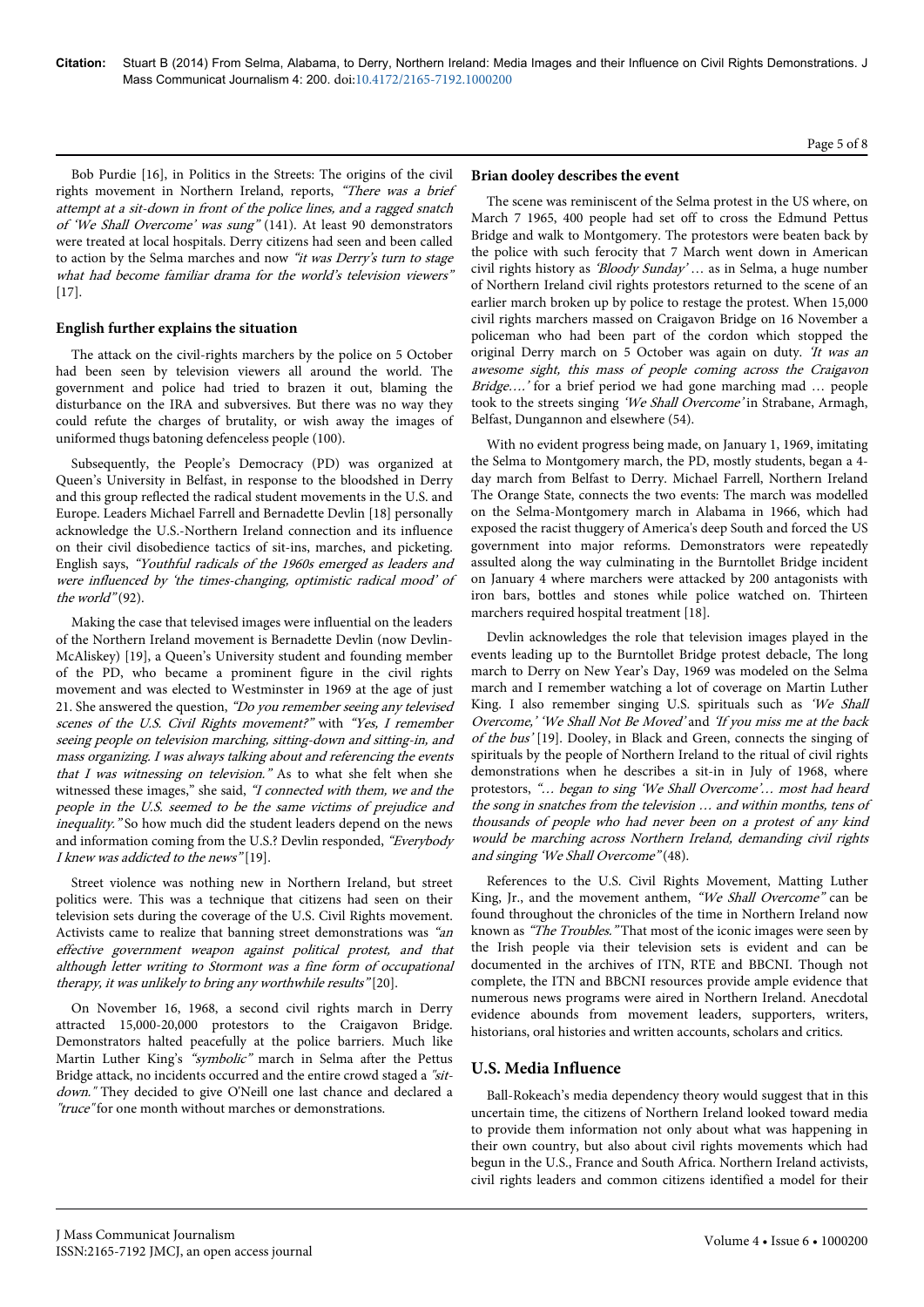Bob Purdie [16], in Politics in the Streets: The origins of the civil rights movement in Northern Ireland, reports, *"There was a brief attempt at a sit-down in front of the police lines, and a ragged snatch of 'We Shall Overcome' was sung"* (141). At least 90 demonstrators were treated at local hospitals. Derry citizens had seen and been called to action by the Selma marches and now *"it was Derry's turn to stage what had become familiar drama for the world's television viewers"* [17].

### English further explains the situation

The attack on the civil-rights marchers by the police on 5 October had been seen by television viewers all around the world. The government and police had tried to brazen it out, blaming the disturbance on the IRA and subversives. But there was no way they could refute the charges of brutality, or wish away the images of uniformed thugs batoning defenceless people (100).

Subsequently, the People's Democracy (PD) was organized at Queen's University in Belfast, in response to the bloodshed in Derry and this group reflected the radical student movements in the U.S. and Europe. Leaders Michael Farrell and Bernadette Devlin [18] personally acknowledge the U.S.-Northern Ireland connection and its influence on their civil disobedience tactics of sit-ins, marches, and picketing. English says, *"Youthful radicals of the 1960s emerged as leaders and were influenced by 'the times-changing, optimistic radical mood' of the world"* (92).

Making the case that televised images were influential on the leaders of the Northern Ireland movement is Bernadette Devlin (now Devlin-McAliskey) [19], a Queen's University student and founding member of the PD, who became a prominent figure in the civil rights movement and was elected to Westminster in 1969 at the age of just 21. She answered the question, *"Do you remember seeing any televised scenes of the U.S. Civil Rights movement?"* with *"Yes, I remember seeing people on television marching, sitting-down and sitting-in, and mass organizing. I was always talking about and referencing the events that I was witnessing on television."* As to what she felt when she witnessed these images," she said, *"I connected with them, we and the people in the U.S. seemed to be the same victims of prejudice and inequality."* So how much did the student leaders depend on the news and information coming from the U.S.? Devlin responded, *"Everybody I knew was addicted to the news"* [19].

Street violence was nothing new in Northern Ireland, but street politics were. This was a technique that citizens had seen on their television sets during the coverage of the U.S. Civil Rights movement. Activists came to realize that banning street demonstrations was *"an effective government weapon against political protest, and that although letter writing to Stormont was a fine form of occupational therapy, it was unlikely to bring any worthwhile results"* [20].

On November 16, 1968, a second civil rights march in Derry attracted 15,000-20,000 protestors to the Craigavon Bridge. Demonstrators halted peacefully at the police barriers. Much like Martin Luther King's *"symbolic"* march in Selma after the Pettus Bridge attack, no incidents occurred and the entire crowd staged a *"sit-down."* They decided to give O'Neill one last chance and declared a *"truce"* for one month without marches or demonstrations.

### Brian dooley describes the event

The scene was reminiscent of the Selma protest in the US where, on March 7 1965, 400 people had set off to cross the Edmund Pettus Bridge and walk to Montgomery. The protestors were beaten back by the police with such ferocity that 7 March went down in American civil rights history as *'Bloody Sunday'* … as in Selma, a huge number of Northern Ireland civil rights protestors returned to the scene of an earlier march broken up by police to restage the protest. When 15,000 civil rights marchers massed on Craigavon Bridge on 16 November a policeman who had been part of the cordon which stopped the original Derry march on 5 October was again on duty. *'It was an awesome sight, this mass of people coming across the Craigavon Bridge….'* for a brief period we had gone marching mad … people took to the streets singing *'We Shall Overcome'* in Strabane, Armagh, Belfast, Dungannon and elsewhere (54).

With no evident progress being made, on January 1, 1969, imitating the Selma to Montgomery march, the PD, mostly students, began a 4-day march from Belfast to Derry. Michael Farrell, Northern Ireland The Orange State, connects the two events: The march was modelled on the Selma-Montgomery march in Alabama in 1966, which had exposed the racist thuggery of America's deep South and forced the US government into major reforms. Demonstrators were repeatedly assulted along the way culminating in the Burntollet Bridge incident on January 4 where marchers were attacked by 200 antagonists with iron bars, bottles and stones while police watched on. Thirteen marchers required hospital treatment [18].

Devlin acknowledges the role that television images played in the events leading up to the Burntollet Bridge protest debacle, The long march to Derry on New Year's Day, 1969 was modeled on the Selma march and I remember watching a lot of coverage on Martin Luther King. I also remember singing U.S. spirituals such as *'We Shall Overcome,' 'We Shall Not Be Moved'* and *'If you miss me at the back of the bus'* [19]. Dooley, in Black and Green, connects the singing of spirituals by the people of Northern Ireland to the ritual of civil rights demonstrations when he describes a sit-in in July of 1968, where protestors, *"… began to sing 'We Shall Overcome'… most had heard the song in snatches from the television … and within months, tens of thousands of people who had never been on a protest of any kind would be marching across Northern Ireland, demanding civil rights and singing 'We Shall Overcome"* (48).

References to the U.S. Civil Rights Movement, Matting Luther King, Jr., and the movement anthem, *"We Shall Overcome"* can be found throughout the chronicles of the time in Northern Ireland now known as *"The Troubles."* That most of the iconic images were seen by the Irish people via their television sets is evident and can be documented in the archives of ITN, RTE and BBCNI. Though not complete, the ITN and BBCNI resources provide ample evidence that numerous news programs were aired in Northern Ireland. Anecdotal evidence abounds from movement leaders, supporters, writers, historians, oral histories and written accounts, scholars and critics.

## U.S. Media Influence

Ball-Rokeach's media dependency theory would suggest that in this uncertain time, the citizens of Northern Ireland looked toward media to provide them information not only about what was happening in their own country, but also about civil rights movements which had begun in the U.S., France and South Africa. Northern Ireland activists, civil rights leaders and common citizens identified a model for their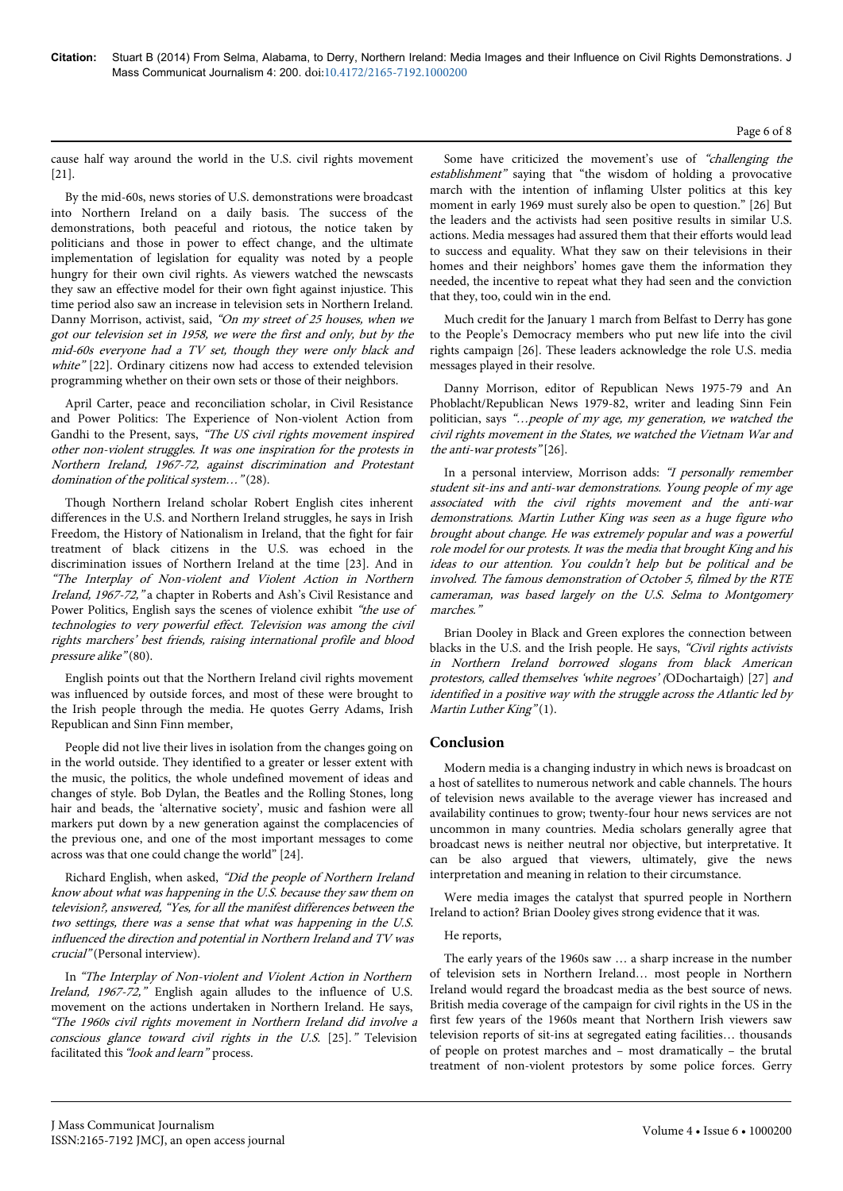cause half way around the world in the U.S. civil rights movement [21].

By the mid-60s, news stories of U.S. demonstrations were broadcast into Northern Ireland on a daily basis. The success of the demonstrations, both peaceful and riotous, the notice taken by politicians and those in power to effect change, and the ultimate implementation of legislation for equality was noted by a people hungry for their own civil rights. As viewers watched the newscasts they saw an effective model for their own fight against injustice. This time period also saw an increase in television sets in Northern Ireland. Danny Morrison, activist, said, *"On my street of 25 houses, when we got our television set in 1958, we were the first and only, but by the mid-60s everyone had a TV set, though they were only black and white"* [22]. Ordinary citizens now had access to extended television programming whether on their own sets or those of their neighbors.

April Carter, peace and reconciliation scholar, in Civil Resistance and Power Politics: The Experience of Non-violent Action from Gandhi to the Present, says, *"The US civil rights movement inspired other non-violent struggles. It was one inspiration for the protests in Northern Ireland, 1967-72, against discrimination and Protestant domination of the political system…"* (28).

Though Northern Ireland scholar Robert English cites inherent differences in the U.S. and Northern Ireland struggles, he says in Irish Freedom, the History of Nationalism in Ireland, that the fight for fair treatment of black citizens in the U.S. was echoed in the discrimination issues of Northern Ireland at the time [23]. And in *"The Interplay of Non-violent and Violent Action in Northern Ireland, 1967-72,"* a chapter in Roberts and Ash's Civil Resistance and Power Politics, English says the scenes of violence exhibit *"the use of technologies to very powerful effect. Television was among the civil rights marchers' best friends, raising international profile and blood pressure alike"* (80).

English points out that the Northern Ireland civil rights movement was influenced by outside forces, and most of these were brought to the Irish people through the media. He quotes Gerry Adams, Irish Republican and Sinn Finn member,

People did not live their lives in isolation from the changes going on in the world outside. They identified to a greater or lesser extent with the music, the politics, the whole undefined movement of ideas and changes of style. Bob Dylan, the Beatles and the Rolling Stones, long hair and beads, the 'alternative society', music and fashion were all markers put down by a new generation against the complacencies of the previous one, and one of the most important messages to come across was that one could change the world" [24].

Richard English, when asked, *"Did the people of Northern Ireland know about what was happening in the U.S. because they saw them on television?, answered, "Yes, for all the manifest differences between the two settings, there was a sense that what was happening in the U.S. influenced the direction and potential in Northern Ireland and TV was crucial"* (Personal interview).

In *"The Interplay of Non-violent and Violent Action in Northern Ireland, 1967-72,"* English again alludes to the influence of U.S. movement on the actions undertaken in Northern Ireland. He says, *"The 1960s civil rights movement in Northern Ireland did involve a conscious glance toward civil rights in the U.S.* [25]*."* Television facilitated this *"look and learn"* process.

Some have criticized the movement's use of *"challenging the establishment"* saying that "the wisdom of holding a provocative march with the intention of inflaming Ulster politics at this key moment in early 1969 must surely also be open to question." [26] But the leaders and the activists had seen positive results in similar U.S. actions. Media messages had assured them that their efforts would lead to success and equality. What they saw on their televisions in their homes and their neighbors' homes gave them the information they needed, the incentive to repeat what they had seen and the conviction that they, too, could win in the end.

Much credit for the January 1 march from Belfast to Derry has gone to the People's Democracy members who put new life into the civil rights campaign [26]. These leaders acknowledge the role U.S. media messages played in their resolve.

Danny Morrison, editor of Republican News 1975-79 and An Phoblacht/Republican News 1979-82, writer and leading Sinn Fein politician, says *"…people of my age, my generation, we watched the civil rights movement in the States, we watched the Vietnam War and the anti-war protests"* [26].

In a personal interview, Morrison adds: *"I personally remember student sit-ins and anti-war demonstrations. Young people of my age associated with the civil rights movement and the anti-war demonstrations. Martin Luther King was seen as a huge figure who brought about change. He was extremely popular and was a powerful role model for our protests. It was the media that brought King and his ideas to our attention. You couldn't help but be political and be involved. The famous demonstration of October 5, filmed by the RTE cameraman, was based largely on the U.S. Selma to Montgomery marches."*

Brian Dooley in Black and Green explores the connection between blacks in the U.S. and the Irish people. He says, *"Civil rights activists in Northern Ireland borrowed slogans from black American protestors, called themselves 'white negroes' (*ODochartaigh) [27] *and identified in a positive way with the struggle across the Atlantic led by Martin Luther King"* (1).

## Conclusion

Modern media is a changing industry in which news is broadcast on a host of satellites to numerous network and cable channels. The hours of television news available to the average viewer has increased and availability continues to grow; twenty-four hour news services are not uncommon in many countries. Media scholars generally agree that broadcast news is neither neutral nor objective, but interpretative. It can be also argued that viewers, ultimately, give the news interpretation and meaning in relation to their circumstance.

Were media images the catalyst that spurred people in Northern Ireland to action? Brian Dooley gives strong evidence that it was.

He reports,

The early years of the 1960s saw … a sharp increase in the number of television sets in Northern Ireland… most people in Northern Ireland would regard the broadcast media as the best source of news. British media coverage of the campaign for civil rights in the US in the first few years of the 1960s meant that Northern Irish viewers saw television reports of sit-ins at segregated eating facilities… thousands of people on protest marches and – most dramatically – the brutal treatment of non-violent protestors by some police forces. Gerry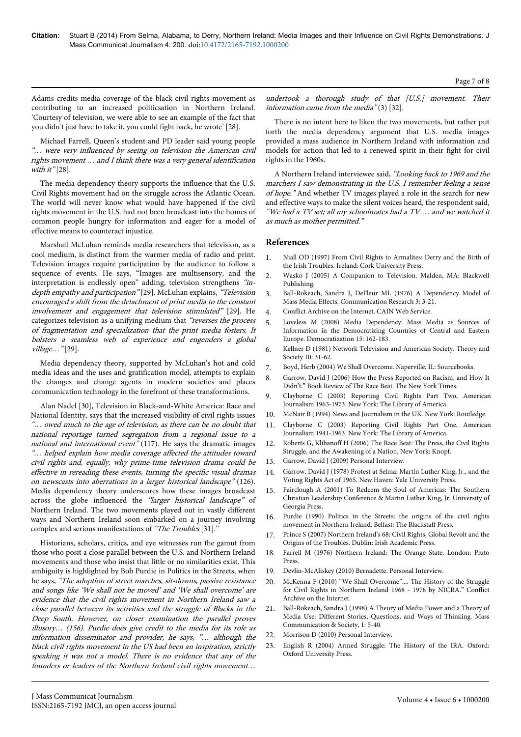Adams credits media coverage of the black civil rights movement as contributing to an increased politicsation in Northern Ireland. 'Courtesy of television, we were able to see an example of the fact that you didn't just have to take it, you could fight back, he wrote' [28].

Michael Farrell, Queen's student and PD leader said young people *"… were very influenced by seeing on television the American civil rights movement … and I think there was a very general identification with it"* [28].

The media dependency theory supports the influence that the U.S. Civil Rights movement had on the struggle across the Atlantic Ocean. The world will never know what would have happened if the civil rights movement in the U.S. had not been broadcast into the homes of common people hungry for information and eager for a model of effective means to counteract injustice.

Marshall McLuhan reminds media researchers that television, as a cool medium, is distinct from the warmer media of radio and print. Television images require participation by the audience to follow a sequence of events. He says, "Images are multisensory, and the interpretation is endlessly open" adding, television strengthens *"in-depth empathy and participation"* [29]. McLuhan explains, *"Television encouraged a shift from the detachment of print media to the constant involvement and engagement that television stimulated"* [29]. He categorizes television as a unifying medium that *"reverses the process of fragmentation and specialization that the print media fosters. It bolsters a seamless web of experience and engenders a global village…"* [29].

Media dependency theory, supported by McLuhan's hot and cold media ideas and the uses and gratification model, attempts to explain the changes and change agents in modern societies and places communication technology in the forefront of these transformations.

Alan Nadel [30], Television in Black-and-White America: Race and National Identity, says that the increased visibility of civil rights issues *"… owed much to the age of television, as there can be no doubt that national reportage turned segregation from a regional issue to a national and international event"* (117). He says the dramatic images *"… helped explain how media coverage affected the attitudes toward civil rights and, equally, why prime-time television drama could be effective in rereading these events, turning the specific visual dramas on newscasts into aberrations in a larger historical landscape"* (126). Media dependency theory underscores how these images broadcast across the globe influenced the *"larger historical landscape"* of Northern Ireland. The two movements played out in vastly different ways and Northern Ireland soon embarked on a journey involving complex and serious manifestations of *"The Troubles* [31]."

Historians, scholars, critics, and eye witnesses run the gamut from those who posit a close parallel between the U.S. and Northern Ireland movements and those who insist that little or no similarities exist. This ambiguity is highlighted by Bob Purdie in Politics in the Streets, when he says, *"The adoption of street marches, sit-downs, passive resistance and songs like 'We shall not be moved' and 'We shall overcome' are evidence that the civil rights movement in Northern Ireland saw a close parallel between its activities and the struggle of Blacks in the Deep South. However, on closer examination the parallel proves illusory… (156). Purdie does give credit to the media for its role as information disseminator and provider, he says, "… although the black civil rights movement in the US had been an inspiration, strictly speaking it was not a model. There is no evidence that any of the founders or leaders of the Northern Ireland civil rights movement… undertook a thorough study of that [U.S.] movement. Their information came from the media"* (3) [32].

There is no intent here to liken the two movements, but rather put forth the media dependency argument that U.S. media images provided a mass audience in Northern Ireland with information and models for action that led to a renewed spirit in their fight for civil rights in the 1960s.

A Northern Ireland interviewee said, *"Looking back to 1969 and the marchers I saw demonstrating in the U.S, I remember feeling a sense of hope."* And whether TV images played a role in the search for new and effective ways to make the silent voices heard, the respondent said, *"We had a TV set; all my schoolmates had a TV … and we watched it as much as mother permitted."*

## References

1. Niall OD (1997) From Civil Rights to Armalites: Derry and the Birth of the Irish Troubles. Ireland: Cork University Press.
2. Wasko J (2005) A Companion to Television. Malden, MA: Blackwell Publishing.
3. Ball-Rokeach, Sandra J, DeFleur ML (1976) A Dependency Model of Mass Media Effects. Communication Research 3: 3-21.
4. Conflict Archive on the Internet. CAIN Web Service.
5. Loveless M (2008) Media Dependency: Mass Media as Sources of Information in the Democratizing Countries of Central and Eastern Europe. Democratization 15: 162-183.
6. Kellner D (1981) Network Television and American Society. Theory and Society 10: 31-62.
7. Boyd, Herb (2004) We Shall Overcome. Naperville, IL: Sourcebooks.
8. Garrow, David J (2006) How the Press Reported on Racism, and How It Didn't." Book Review of The Race Beat. The New York Times.
9. Clayborne C (2003) Reporting Civil Rights Part Two, American Journalism 1963-1973. New York: The Library of America.
10. McNair B (1994) News and Journalism in the UK. New York: Routledge.
11. Clayborne C (2003) Reporting Civil Rights Part One, American Journalism 1941-1963. New York: The Library of America.
12. Roberts G, Klibanoff H (2006) The Race Beat: The Press, the Civil Rights Struggle, and the Awakening of a Nation. New York: Knopf.
13. Garrow, David J (2009) Personal Interview.
14. Garrow, David J (1978) Protest at Selma: Martin Luther King, Jr., and the Voting Rights Act of 1965. New Haven: Yale University Press.
15. Fairclough A (2001) To Redeem the Soul of Americas: The Southern Christian Leadership Conference & Martin Luther King, Jr. University of Georgia Press.
16. Purdie (1990) Politics in the Streets: the origins of the civil rights movement in Northern Ireland. Belfast: The Blackstaff Press.
17. Prince S (2007) Northern Ireland's 68: Civil Rights, Global Revolt and the Origins of the Troubles. Dublin: Irish Academic Press.
18. Farrell M (1976) Northern Ireland: The Orange State. London: Pluto Press.
19. Devlin-McAliskey (2010) Bernadette. Personal Interview.
20. McKenna F (2010) "We Shall Overcome".... The History of the Struggle for Civil Rights in Northern Ireland 1968 - 1978 by NICRA." Conflict Archive on the Internet.
21. Ball-Rokeach, Sandra J (1998) A Theory of Media Power and a Theory of Media Use: Different Stories, Questions, and Ways of Thinking. Mass Communication & Society, 1: 5-40.
22. Morrison D (2010) Personal Interview.
23. English R (2004) Armed Struggle: The History of the IRA. Oxford: Oxford University Press.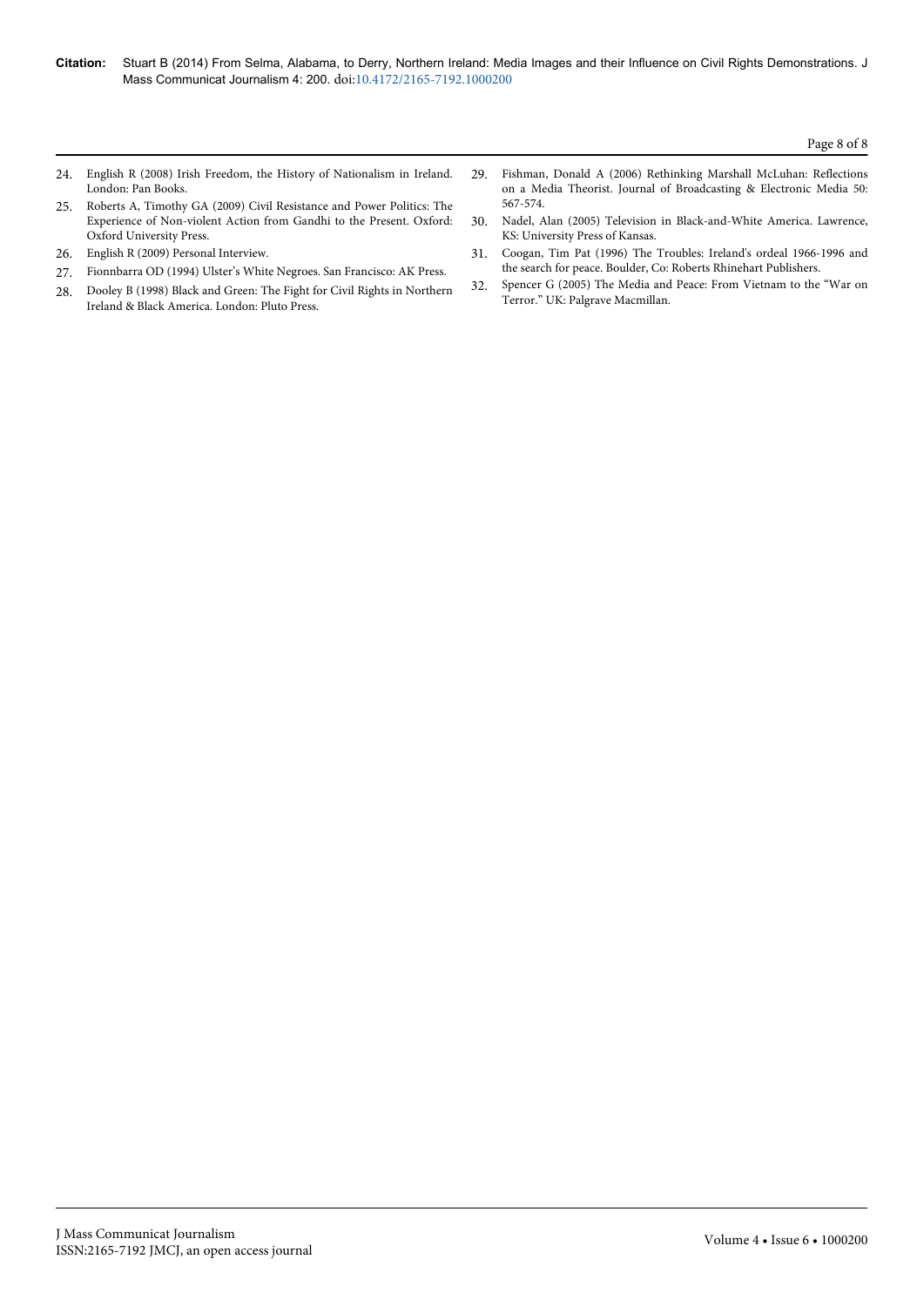24. English R (2008) Irish Freedom, the History of Nationalism in Ireland. London: Pan Books.
25. Roberts A, Timothy GA (2009) Civil Resistance and Power Politics: The Experience of Non-violent Action from Gandhi to the Present. Oxford: Oxford University Press.
26. English R (2009) Personal Interview.
27. Fionnbarra OD (1994) Ulster's White Negroes. San Francisco: AK Press.
28. Dooley B (1998) Black and Green: The Fight for Civil Rights in Northern Ireland & Black America. London: Pluto Press.
29. Fishman, Donald A (2006) Rethinking Marshall McLuhan: Reflections on a Media Theorist. Journal of Broadcasting & Electronic Media 50: 567-574.
30. Nadel, Alan (2005) Television in Black-and-White America. Lawrence, KS: University Press of Kansas.
31. Coogan, Tim Pat (1996) The Troubles: Ireland's ordeal 1966-1996 and the search for peace. Boulder, Co: Roberts Rhinehart Publishers.
32. Spencer G (2005) The Media and Peace: From Vietnam to the "War on Terror." UK: Palgrave Macmillan.